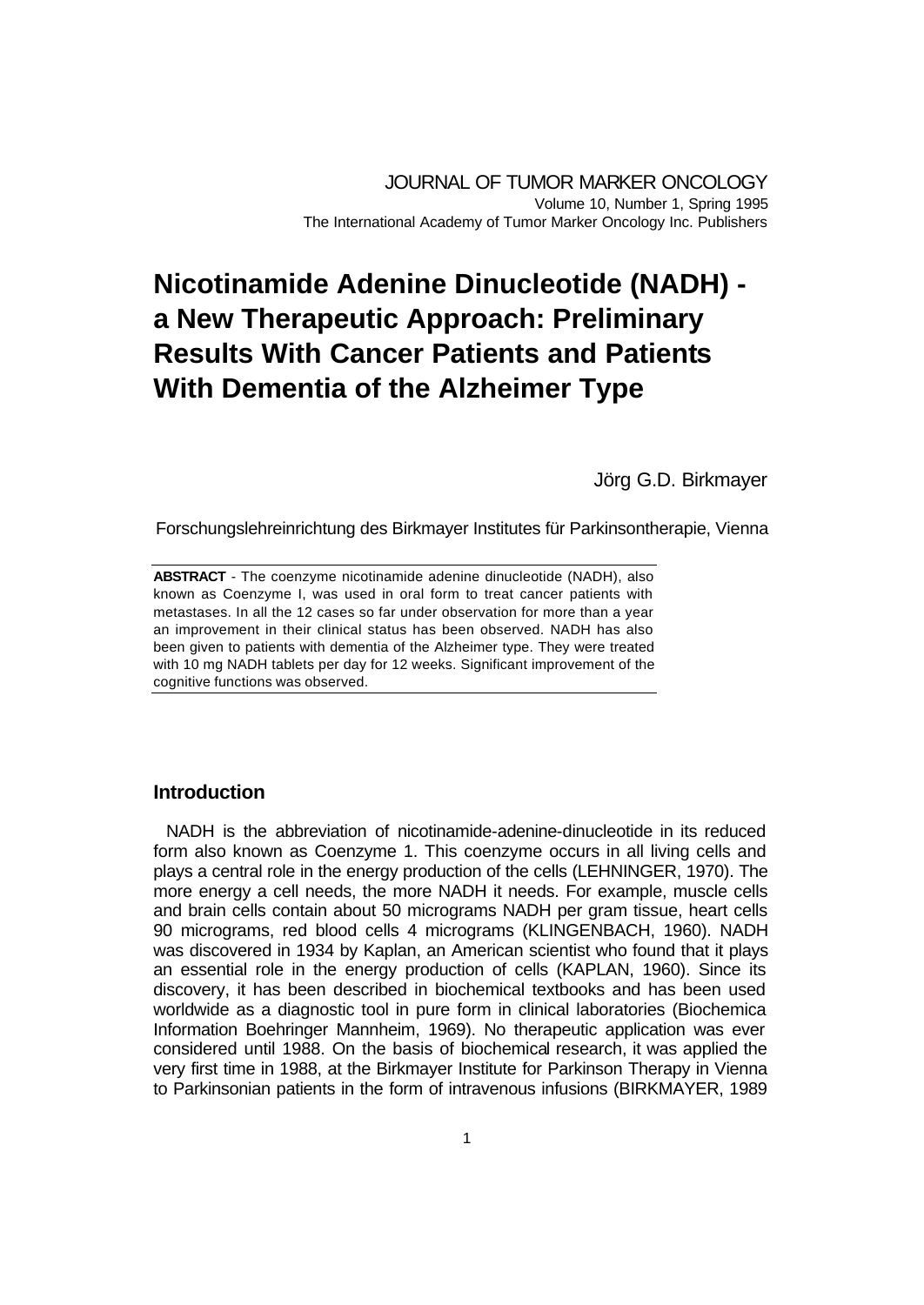JOURNAL OF TUMOR MARKER ONCOLOGY
Volume 10, Number 1, Spring 1995
The International Academy of Tumor Marker Oncology Inc. Publishers

# Nicotinamide Adenine Dinucleotide (NADH) - a New Therapeutic Approach: Preliminary Results With Cancer Patients and Patients With Dementia of the Alzheimer Type

Jörg G.D. Birkmayer

Forschungslehreinrichtung des Birkmayer Institutes für Parkinsontherapie, Vienna

**ABSTRACT** - The coenzyme nicotinamide adenine dinucleotide (NADH), also known as Coenzyme I, was used in oral form to treat cancer patients with metastases. In all the 12 cases so far under observation for more than a year an improvement in their clinical status has been observed. NADH has also been given to patients with dementia of the Alzheimer type. They were treated with 10 mg NADH tablets per day for 12 weeks. Significant improvement of the cognitive functions was observed.

## Introduction

NADH is the abbreviation of nicotinamide-adenine-dinucleotide in its reduced form also known as Coenzyme 1. This coenzyme occurs in all living cells and plays a central role in the energy production of the cells (LEHNINGER, 1970). The more energy a cell needs, the more NADH it needs. For example, muscle cells and brain cells contain about 50 micrograms NADH per gram tissue, heart cells 90 micrograms, red blood cells 4 micrograms (KLINGENBACH, 1960). NADH was discovered in 1934 by Kaplan, an American scientist who found that it plays an essential role in the energy production of cells (KAPLAN, 1960). Since its discovery, it has been described in biochemical textbooks and has been used worldwide as a diagnostic tool in pure form in clinical laboratories (Biochemica Information Boehringer Mannheim, 1969). No therapeutic application was ever considered until 1988. On the basis of biochemical research, it was applied the very first time in 1988, at the Birkmayer Institute for Parkinson Therapy in Vienna to Parkinsonian patients in the form of intravenous infusions (BIRKMAYER, 1989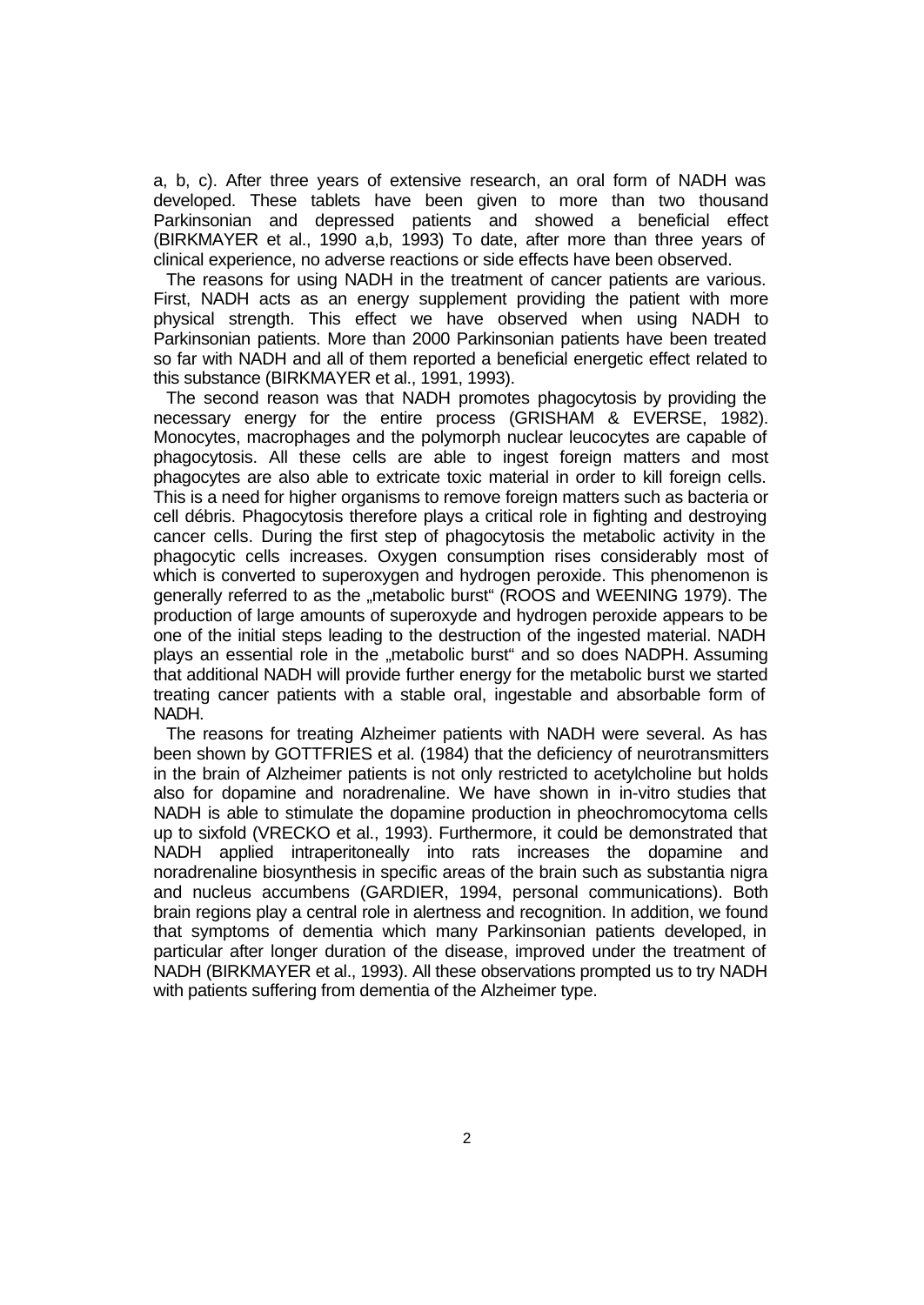a, b, c). After three years of extensive research, an oral form of NADH was developed. These tablets have been given to more than two thousand Parkinsonian and depressed patients and showed a beneficial effect (BIRKMAYER et al., 1990 a,b, 1993) To date, after more than three years of clinical experience, no adverse reactions or side effects have been observed.

The reasons for using NADH in the treatment of cancer patients are various. First, NADH acts as an energy supplement providing the patient with more physical strength. This effect we have observed when using NADH to Parkinsonian patients. More than 2000 Parkinsonian patients have been treated so far with NADH and all of them reported a beneficial energetic effect related to this substance (BIRKMAYER et al., 1991, 1993).

The second reason was that NADH promotes phagocytosis by providing the necessary energy for the entire process (GRISHAM & EVERSE, 1982). Monocytes, macrophages and the polymorph nuclear leucocytes are capable of phagocytosis. All these cells are able to ingest foreign matters and most phagocytes are also able to extricate toxic material in order to kill foreign cells. This is a need for higher organisms to remove foreign matters such as bacteria or cell débris. Phagocytosis therefore plays a critical role in fighting and destroying cancer cells. During the first step of phagocytosis the metabolic activity in the phagocytic cells increases. Oxygen consumption rises considerably most of which is converted to superoxygen and hydrogen peroxide. This phenomenon is generally referred to as the „metabolic burst“ (ROOS and WEENING 1979). The production of large amounts of superoxyde and hydrogen peroxide appears to be one of the initial steps leading to the destruction of the ingested material. NADH plays an essential role in the „metabolic burst“ and so does NADPH. Assuming that additional NADH will provide further energy for the metabolic burst we started treating cancer patients with a stable oral, ingestable and absorbable form of NADH.

The reasons for treating Alzheimer patients with NADH were several. As has been shown by GOTTFRIES et al. (1984) that the deficiency of neurotransmitters in the brain of Alzheimer patients is not only restricted to acetylcholine but holds also for dopamine and noradrenaline. We have shown in in-vitro studies that NADH is able to stimulate the dopamine production in pheochromocytoma cells up to sixfold (VRECKO et al., 1993). Furthermore, it could be demonstrated that NADH applied intraperitoneally into rats increases the dopamine and noradrenaline biosynthesis in specific areas of the brain such as substantia nigra and nucleus accumbens (GARDIER, 1994, personal communications). Both brain regions play a central role in alertness and recognition. In addition, we found that symptoms of dementia which many Parkinsonian patients developed, in particular after longer duration of the disease, improved under the treatment of NADH (BIRKMAYER et al., 1993). All these observations prompted us to try NADH with patients suffering from dementia of the Alzheimer type.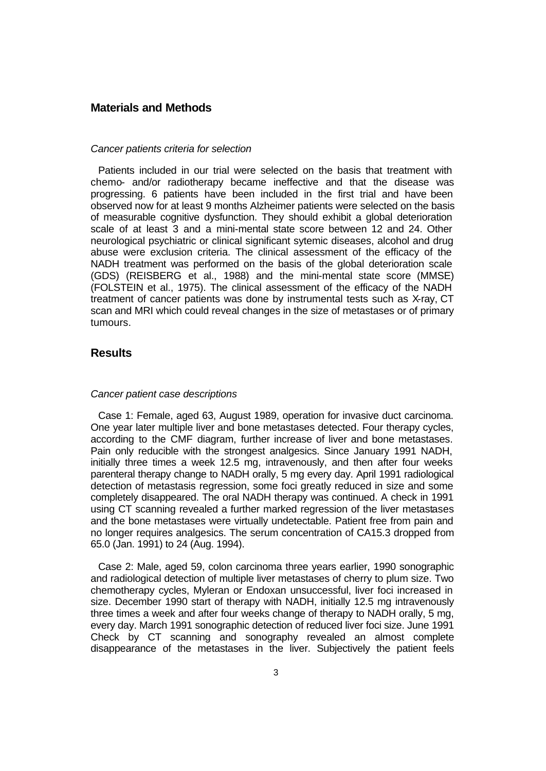## Materials and Methods

*Cancer patients criteria for selection*

Patients included in our trial were selected on the basis that treatment with chemo- and/or radiotherapy became ineffective and that the disease was progressing. 6 patients have been included in the first trial and have been observed now for at least 9 months Alzheimer patients were selected on the basis of measurable cognitive dysfunction. They should exhibit a global deterioration scale of at least 3 and a mini-mental state score between 12 and 24. Other neurological psychiatric or clinical significant sytemic diseases, alcohol and drug abuse were exclusion criteria. The clinical assessment of the efficacy of the NADH treatment was performed on the basis of the global deterioration scale (GDS) (REISBERG et al., 1988) and the mini-mental state score (MMSE) (FOLSTEIN et al., 1975). The clinical assessment of the efficacy of the NADH treatment of cancer patients was done by instrumental tests such as X-ray, CT scan and MRI which could reveal changes in the size of metastases or of primary tumours.

## Results

*Cancer patient case descriptions*

Case 1: Female, aged 63, August 1989, operation for invasive duct carcinoma. One year later multiple liver and bone metastases detected. Four therapy cycles, according to the CMF diagram, further increase of liver and bone metastases. Pain only reducible with the strongest analgesics. Since January 1991 NADH, initially three times a week 12.5 mg, intravenously, and then after four weeks parenteral therapy change to NADH orally, 5 mg every day. April 1991 radiological detection of metastasis regression, some foci greatly reduced in size and some completely disappeared. The oral NADH therapy was continued. A check in 1991 using CT scanning revealed a further marked regression of the liver metastases and the bone metastases were virtually undetectable. Patient free from pain and no longer requires analgesics. The serum concentration of CA15.3 dropped from 65.0 (Jan. 1991) to 24 (Aug. 1994).

Case 2: Male, aged 59, colon carcinoma three years earlier, 1990 sonographic and radiological detection of multiple liver metastases of cherry to plum size. Two chemotherapy cycles, Myleran or Endoxan unsuccessful, liver foci increased in size. December 1990 start of therapy with NADH, initially 12.5 mg intravenously three times a week and after four weeks change of therapy to NADH orally, 5 mg, every day. March 1991 sonographic detection of reduced liver foci size. June 1991 Check by CT scanning and sonography revealed an almost complete disappearance of the metastases in the liver. Subjectively the patient feels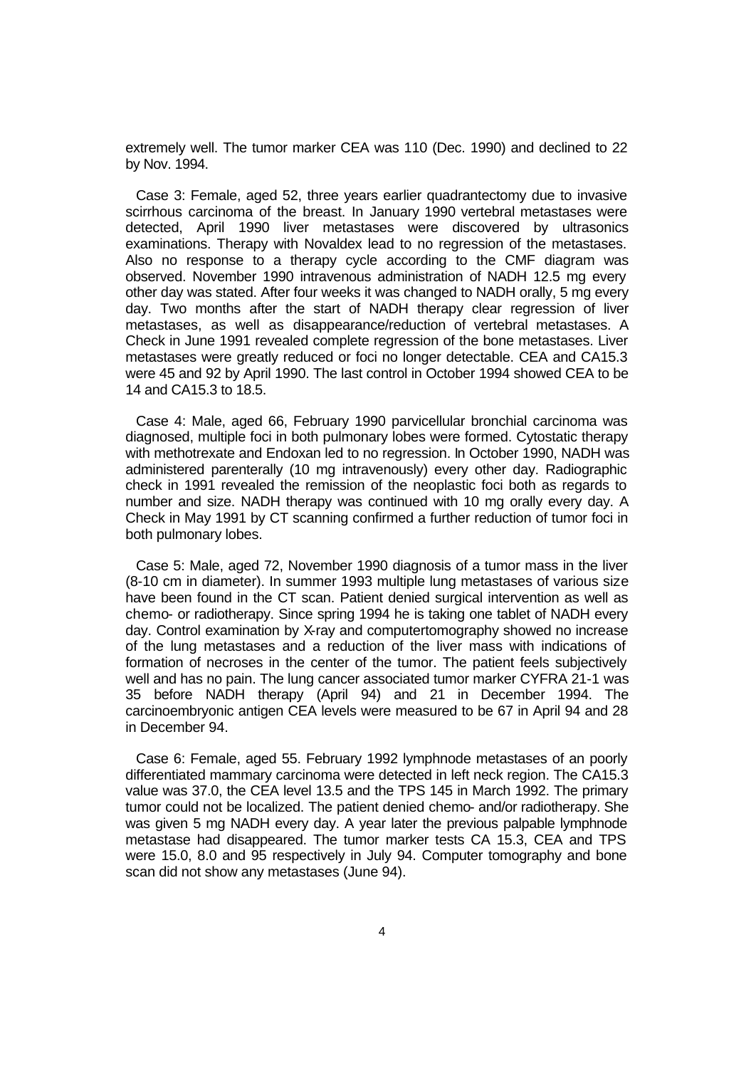extremely well. The tumor marker CEA was 110 (Dec. 1990) and declined to 22 by Nov. 1994.

Case 3: Female, aged 52, three years earlier quadrantectomy due to invasive scirrhous carcinoma of the breast. In January 1990 vertebral metastases were detected, April 1990 liver metastases were discovered by ultrasonics examinations. Therapy with Novaldex lead to no regression of the metastases. Also no response to a therapy cycle according to the CMF diagram was observed. November 1990 intravenous administration of NADH 12.5 mg every other day was stated. After four weeks it was changed to NADH orally, 5 mg every day. Two months after the start of NADH therapy clear regression of liver metastases, as well as disappearance/reduction of vertebral metastases. A Check in June 1991 revealed complete regression of the bone metastases. Liver metastases were greatly reduced or foci no longer detectable. CEA and CA15.3 were 45 and 92 by April 1990. The last control in October 1994 showed CEA to be 14 and CA15.3 to 18.5.

Case 4: Male, aged 66, February 1990 parvicellular bronchial carcinoma was diagnosed, multiple foci in both pulmonary lobes were formed. Cytostatic therapy with methotrexate and Endoxan led to no regression. In October 1990, NADH was administered parenterally (10 mg intravenously) every other day. Radiographic check in 1991 revealed the remission of the neoplastic foci both as regards to number and size. NADH therapy was continued with 10 mg orally every day. A Check in May 1991 by CT scanning confirmed a further reduction of tumor foci in both pulmonary lobes.

Case 5: Male, aged 72, November 1990 diagnosis of a tumor mass in the liver (8-10 cm in diameter). In summer 1993 multiple lung metastases of various size have been found in the CT scan. Patient denied surgical intervention as well as chemo- or radiotherapy. Since spring 1994 he is taking one tablet of NADH every day. Control examination by X-ray and computertomography showed no increase of the lung metastases and a reduction of the liver mass with indications of formation of necroses in the center of the tumor. The patient feels subjectively well and has no pain. The lung cancer associated tumor marker CYFRA 21-1 was 35 before NADH therapy (April 94) and 21 in December 1994. The carcinoembryonic antigen CEA levels were measured to be 67 in April 94 and 28 in December 94.

Case 6: Female, aged 55. February 1992 lymphnode metastases of an poorly differentiated mammary carcinoma were detected in left neck region. The CA15.3 value was 37.0, the CEA level 13.5 and the TPS 145 in March 1992. The primary tumor could not be localized. The patient denied chemo- and/or radiotherapy. She was given 5 mg NADH every day. A year later the previous palpable lymphnode metastase had disappeared. The tumor marker tests CA 15.3, CEA and TPS were 15.0, 8.0 and 95 respectively in July 94. Computer tomography and bone scan did not show any metastases (June 94).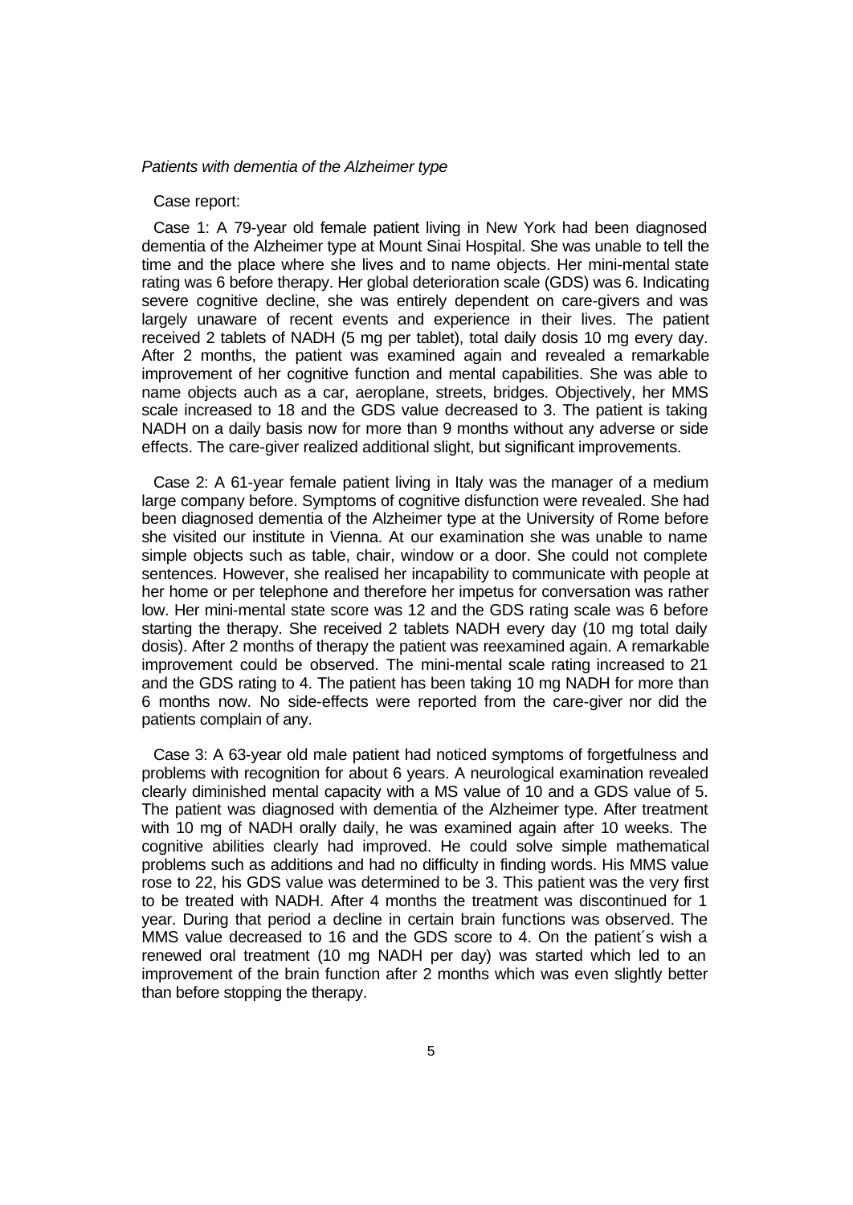*Patients with dementia of the Alzheimer type*

Case report:

Case 1: A 79-year old female patient living in New York had been diagnosed dementia of the Alzheimer type at Mount Sinai Hospital. She was unable to tell the time and the place where she lives and to name objects. Her mini-mental state rating was 6 before therapy. Her global deterioration scale (GDS) was 6. Indicating severe cognitive decline, she was entirely dependent on care-givers and was largely unaware of recent events and experience in their lives. The patient received 2 tablets of NADH (5 mg per tablet), total daily dosis 10 mg every day. After 2 months, the patient was examined again and revealed a remarkable improvement of her cognitive function and mental capabilities. She was able to name objects auch as a car, aeroplane, streets, bridges. Objectively, her MMS scale increased to 18 and the GDS value decreased to 3. The patient is taking NADH on a daily basis now for more than 9 months without any adverse or side effects. The care-giver realized additional slight, but significant improvements.

Case 2: A 61-year female patient living in Italy was the manager of a medium large company before. Symptoms of cognitive disfunction were revealed. She had been diagnosed dementia of the Alzheimer type at the University of Rome before she visited our institute in Vienna. At our examination she was unable to name simple objects such as table, chair, window or a door. She could not complete sentences. However, she realised her incapability to communicate with people at her home or per telephone and therefore her impetus for conversation was rather low. Her mini-mental state score was 12 and the GDS rating scale was 6 before starting the therapy. She received 2 tablets NADH every day (10 mg total daily dosis). After 2 months of therapy the patient was reexamined again. A remarkable improvement could be observed. The mini-mental scale rating increased to 21 and the GDS rating to 4. The patient has been taking 10 mg NADH for more than 6 months now. No side-effects were reported from the care-giver nor did the patients complain of any.

Case 3: A 63-year old male patient had noticed symptoms of forgetfulness and problems with recognition for about 6 years. A neurological examination revealed clearly diminished mental capacity with a MS value of 10 and a GDS value of 5. The patient was diagnosed with dementia of the Alzheimer type. After treatment with 10 mg of NADH orally daily, he was examined again after 10 weeks. The cognitive abilities clearly had improved. He could solve simple mathematical problems such as additions and had no difficulty in finding words. His MMS value rose to 22, his GDS value was determined to be 3. This patient was the very first to be treated with NADH. After 4 months the treatment was discontinued for 1 year. During that period a decline in certain brain functions was observed. The MMS value decreased to 16 and the GDS score to 4. On the patient´s wish a renewed oral treatment (10 mg NADH per day) was started which led to an improvement of the brain function after 2 months which was even slightly better than before stopping the therapy.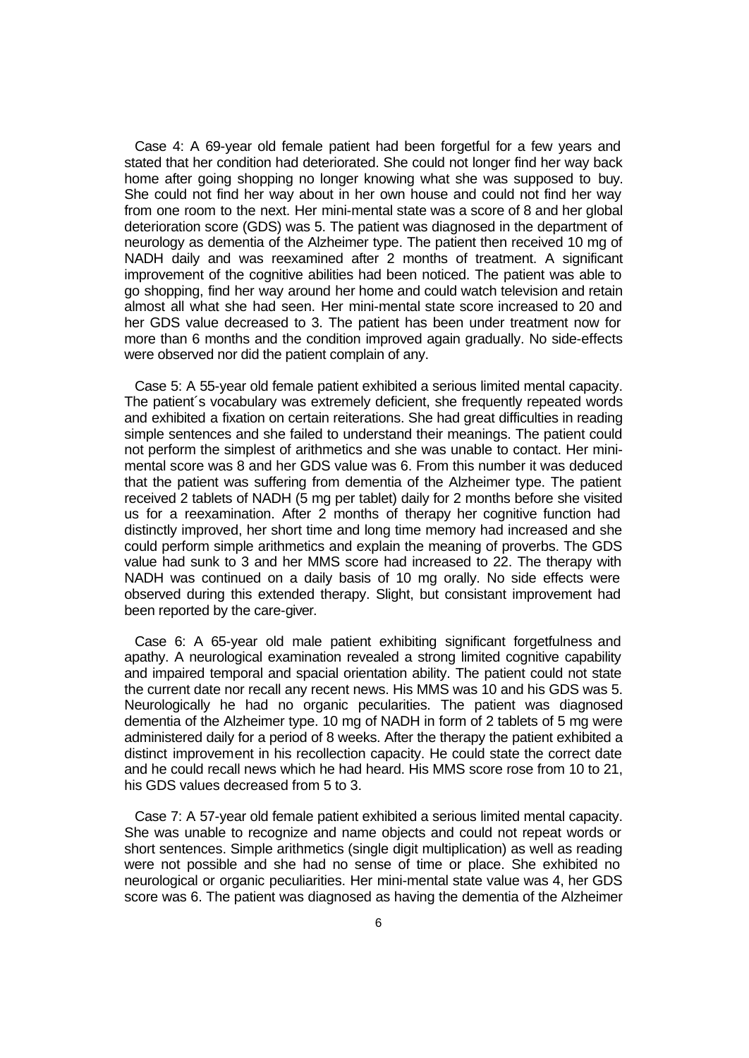Case 4: A 69-year old female patient had been forgetful for a few years and stated that her condition had deteriorated. She could not longer find her way back home after going shopping no longer knowing what she was supposed to buy. She could not find her way about in her own house and could not find her way from one room to the next. Her mini-mental state was a score of 8 and her global deterioration score (GDS) was 5. The patient was diagnosed in the department of neurology as dementia of the Alzheimer type. The patient then received 10 mg of NADH daily and was reexamined after 2 months of treatment. A significant improvement of the cognitive abilities had been noticed. The patient was able to go shopping, find her way around her home and could watch television and retain almost all what she had seen. Her mini-mental state score increased to 20 and her GDS value decreased to 3. The patient has been under treatment now for more than 6 months and the condition improved again gradually. No side-effects were observed nor did the patient complain of any.

Case 5: A 55-year old female patient exhibited a serious limited mental capacity. The patient´s vocabulary was extremely deficient, she frequently repeated words and exhibited a fixation on certain reiterations. She had great difficulties in reading simple sentences and she failed to understand their meanings. The patient could not perform the simplest of arithmetics and she was unable to contact. Her mini-mental score was 8 and her GDS value was 6. From this number it was deduced that the patient was suffering from dementia of the Alzheimer type. The patient received 2 tablets of NADH (5 mg per tablet) daily for 2 months before she visited us for a reexamination. After 2 months of therapy her cognitive function had distinctly improved, her short time and long time memory had increased and she could perform simple arithmetics and explain the meaning of proverbs. The GDS value had sunk to 3 and her MMS score had increased to 22. The therapy with NADH was continued on a daily basis of 10 mg orally. No side effects were observed during this extended therapy. Slight, but consistant improvement had been reported by the care-giver.

Case 6: A 65-year old male patient exhibiting significant forgetfulness and apathy. A neurological examination revealed a strong limited cognitive capability and impaired temporal and spacial orientation ability. The patient could not state the current date nor recall any recent news. His MMS was 10 and his GDS was 5. Neurologically he had no organic pecularities. The patient was diagnosed dementia of the Alzheimer type. 10 mg of NADH in form of 2 tablets of 5 mg were administered daily for a period of 8 weeks. After the therapy the patient exhibited a distinct improvement in his recollection capacity. He could state the correct date and he could recall news which he had heard. His MMS score rose from 10 to 21, his GDS values decreased from 5 to 3.

Case 7: A 57-year old female patient exhibited a serious limited mental capacity. She was unable to recognize and name objects and could not repeat words or short sentences. Simple arithmetics (single digit multiplication) as well as reading were not possible and she had no sense of time or place. She exhibited no neurological or organic peculiarities. Her mini-mental state value was 4, her GDS score was 6. The patient was diagnosed as having the dementia of the Alzheimer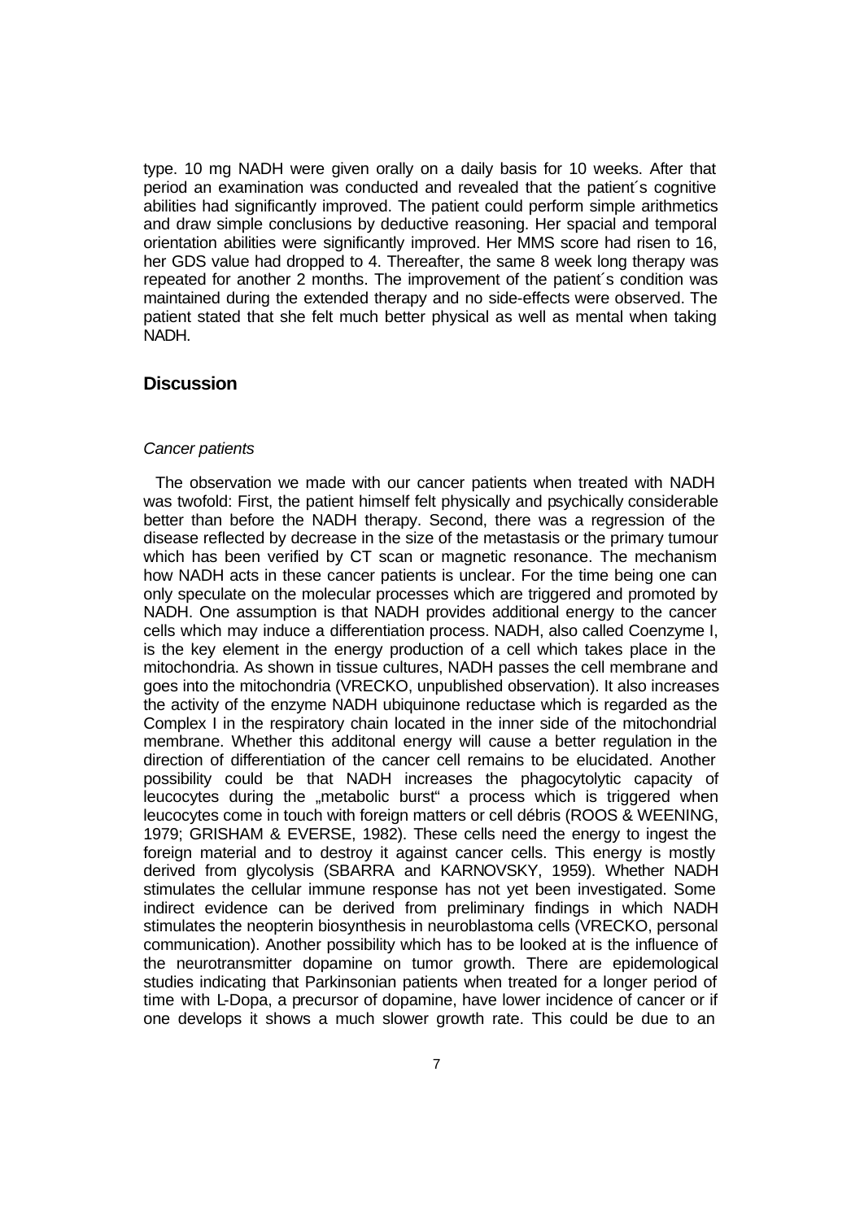type. 10 mg NADH were given orally on a daily basis for 10 weeks. After that period an examination was conducted and revealed that the patient´s cognitive abilities had significantly improved. The patient could perform simple arithmetics and draw simple conclusions by deductive reasoning. Her spacial and temporal orientation abilities were significantly improved. Her MMS score had risen to 16, her GDS value had dropped to 4. Thereafter, the same 8 week long therapy was repeated for another 2 months. The improvement of the patient´s condition was maintained during the extended therapy and no side-effects were observed. The patient stated that she felt much better physical as well as mental when taking NADH.

## Discussion

### *Cancer patients*

The observation we made with our cancer patients when treated with NADH was twofold: First, the patient himself felt physically and psychically considerable better than before the NADH therapy. Second, there was a regression of the disease reflected by decrease in the size of the metastasis or the primary tumour which has been verified by CT scan or magnetic resonance. The mechanism how NADH acts in these cancer patients is unclear. For the time being one can only speculate on the molecular processes which are triggered and promoted by NADH. One assumption is that NADH provides additional energy to the cancer cells which may induce a differentiation process. NADH, also called Coenzyme I, is the key element in the energy production of a cell which takes place in the mitochondria. As shown in tissue cultures, NADH passes the cell membrane and goes into the mitochondria (VRECKO, unpublished observation). It also increases the activity of the enzyme NADH ubiquinone reductase which is regarded as the Complex I in the respiratory chain located in the inner side of the mitochondrial membrane. Whether this additonal energy will cause a better regulation in the direction of differentiation of the cancer cell remains to be elucidated. Another possibility could be that NADH increases the phagocytolytic capacity of leucocytes during the „metabolic burst“ a process which is triggered when leucocytes come in touch with foreign matters or cell débris (ROOS & WEENING, 1979; GRISHAM & EVERSE, 1982). These cells need the energy to ingest the foreign material and to destroy it against cancer cells. This energy is mostly derived from glycolysis (SBARRA and KARNOVSKY, 1959). Whether NADH stimulates the cellular immune response has not yet been investigated. Some indirect evidence can be derived from preliminary findings in which NADH stimulates the neopterin biosynthesis in neuroblastoma cells (VRECKO, personal communication). Another possibility which has to be looked at is the influence of the neurotransmitter dopamine on tumor growth. There are epidemological studies indicating that Parkinsonian patients when treated for a longer period of time with L-Dopa, a precursor of dopamine, have lower incidence of cancer or if one develops it shows a much slower growth rate. This could be due to an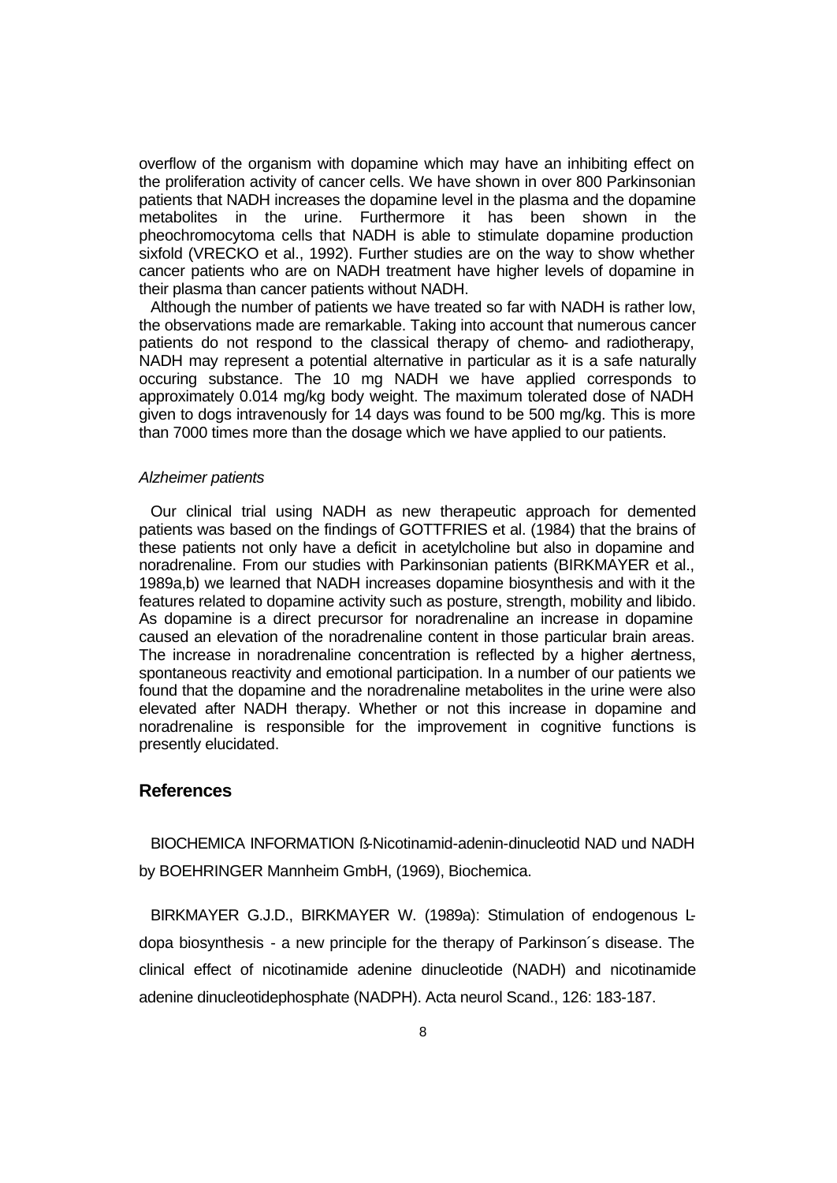overflow of the organism with dopamine which may have an inhibiting effect on the proliferation activity of cancer cells. We have shown in over 800 Parkinsonian patients that NADH increases the dopamine level in the plasma and the dopamine metabolites in the urine. Furthermore it has been shown in the pheochromocytoma cells that NADH is able to stimulate dopamine production sixfold (VRECKO et al., 1992). Further studies are on the way to show whether cancer patients who are on NADH treatment have higher levels of dopamine in their plasma than cancer patients without NADH.

Although the number of patients we have treated so far with NADH is rather low, the observations made are remarkable. Taking into account that numerous cancer patients do not respond to the classical therapy of chemo- and radiotherapy, NADH may represent a potential alternative in particular as it is a safe naturally occuring substance. The 10 mg NADH we have applied corresponds to approximately 0.014 mg/kg body weight. The maximum tolerated dose of NADH given to dogs intravenously for 14 days was found to be 500 mg/kg. This is more than 7000 times more than the dosage which we have applied to our patients.

*Alzheimer patients*

Our clinical trial using NADH as new therapeutic approach for demented patients was based on the findings of GOTTFRIES et al. (1984) that the brains of these patients not only have a deficit in acetylcholine but also in dopamine and noradrenaline. From our studies with Parkinsonian patients (BIRKMAYER et al., 1989a,b) we learned that NADH increases dopamine biosynthesis and with it the features related to dopamine activity such as posture, strength, mobility and libido. As dopamine is a direct precursor for noradrenaline an increase in dopamine caused an elevation of the noradrenaline content in those particular brain areas. The increase in noradrenaline concentration is reflected by a higher alertness, spontaneous reactivity and emotional participation. In a number of our patients we found that the dopamine and the noradrenaline metabolites in the urine were also elevated after NADH therapy. Whether or not this increase in dopamine and noradrenaline is responsible for the improvement in cognitive functions is presently elucidated.

## References

BIOCHEMICA INFORMATION ß-Nicotinamid-adenin-dinucleotid NAD und NADH by BOEHRINGER Mannheim GmbH, (1969), Biochemica.

BIRKMAYER G.J.D., BIRKMAYER W. (1989a): Stimulation of endogenous L-dopa biosynthesis - a new principle for the therapy of Parkinson´s disease. The clinical effect of nicotinamide adenine dinucleotide (NADH) and nicotinamide adenine dinucleotidephosphate (NADPH). Acta neurol Scand., 126: 183-187.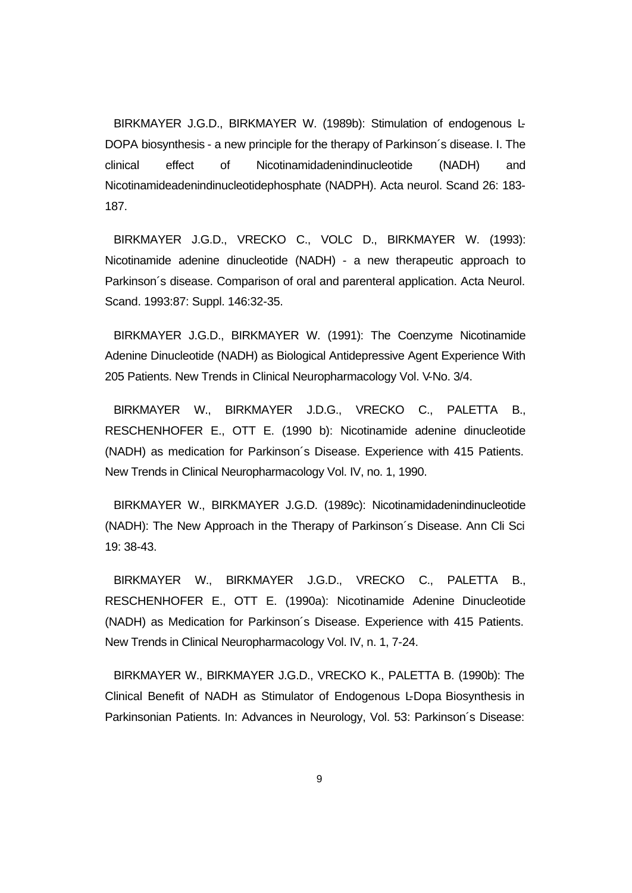BIRKMAYER J.G.D., BIRKMAYER W. (1989b): Stimulation of endogenous L-DOPA biosynthesis - a new principle for the therapy of Parkinson´s disease. I. The clinical effect of Nicotinamidadenindinucleotide (NADH) and Nicotinamideadenindinucleotidephosphate (NADPH). Acta neurol. Scand 26: 183-187.

BIRKMAYER J.G.D., VRECKO C., VOLC D., BIRKMAYER W. (1993): Nicotinamide adenine dinucleotide (NADH) - a new therapeutic approach to Parkinson´s disease. Comparison of oral and parenteral application. Acta Neurol. Scand. 1993:87: Suppl. 146:32-35.

BIRKMAYER J.G.D., BIRKMAYER W. (1991): The Coenzyme Nicotinamide Adenine Dinucleotide (NADH) as Biological Antidepressive Agent Experience With 205 Patients. New Trends in Clinical Neuropharmacology Vol. V-No. 3/4.

BIRKMAYER W., BIRKMAYER J.D.G., VRECKO C., PALETTA B., RESCHENHOFER E., OTT E. (1990 b): Nicotinamide adenine dinucleotide (NADH) as medication for Parkinson´s Disease. Experience with 415 Patients. New Trends in Clinical Neuropharmacology Vol. IV, no. 1, 1990.

BIRKMAYER W., BIRKMAYER J.G.D. (1989c): Nicotinamidadenindinucleotide (NADH): The New Approach in the Therapy of Parkinson´s Disease. Ann Cli Sci 19: 38-43.

BIRKMAYER W., BIRKMAYER J.G.D., VRECKO C., PALETTA B., RESCHENHOFER E., OTT E. (1990a): Nicotinamide Adenine Dinucleotide (NADH) as Medication for Parkinson´s Disease. Experience with 415 Patients. New Trends in Clinical Neuropharmacology Vol. IV, n. 1, 7-24.

BIRKMAYER W., BIRKMAYER J.G.D., VRECKO K., PALETTA B. (1990b): The Clinical Benefit of NADH as Stimulator of Endogenous L-Dopa Biosynthesis in Parkinsonian Patients. In: Advances in Neurology, Vol. 53: Parkinson´s Disease: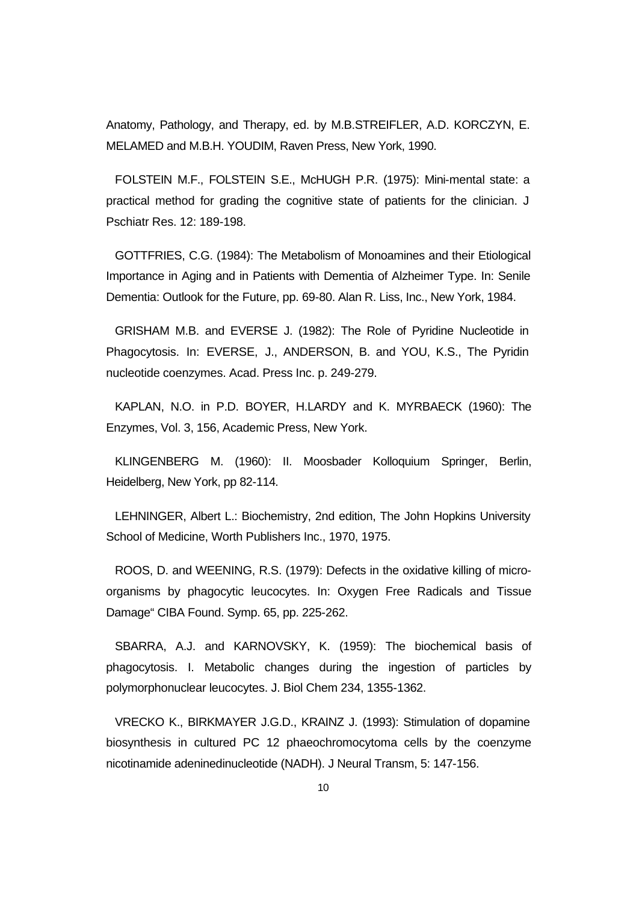Anatomy, Pathology, and Therapy, ed. by M.B.STREIFLER, A.D. KORCZYN, E. MELAMED and M.B.H. YOUDIM, Raven Press, New York, 1990.

FOLSTEIN M.F., FOLSTEIN S.E., McHUGH P.R. (1975): Mini-mental state: a practical method for grading the cognitive state of patients for the clinician. J Pschiatr Res. 12: 189-198.

GOTTFRIES, C.G. (1984): The Metabolism of Monoamines and their Etiological Importance in Aging and in Patients with Dementia of Alzheimer Type. In: Senile Dementia: Outlook for the Future, pp. 69-80. Alan R. Liss, Inc., New York, 1984.

GRISHAM M.B. and EVERSE J. (1982): The Role of Pyridine Nucleotide in Phagocytosis. In: EVERSE, J., ANDERSON, B. and YOU, K.S., The Pyridin nucleotide coenzymes. Acad. Press Inc. p. 249-279.

KAPLAN, N.O. in P.D. BOYER, H.LARDY and K. MYRBAECK (1960): The Enzymes, Vol. 3, 156, Academic Press, New York.

KLINGENBERG M. (1960): II. Moosbader Kolloquium Springer, Berlin, Heidelberg, New York, pp 82-114.

LEHNINGER, Albert L.: Biochemistry, 2nd edition, The John Hopkins University School of Medicine, Worth Publishers Inc., 1970, 1975.

ROOS, D. and WEENING, R.S. (1979): Defects in the oxidative killing of micro-organisms by phagocytic leucocytes. In: Oxygen Free Radicals and Tissue Damage“ CIBA Found. Symp. 65, pp. 225-262.

SBARRA, A.J. and KARNOVSKY, K. (1959): The biochemical basis of phagocytosis. I. Metabolic changes during the ingestion of particles by polymorphonuclear leucocytes. J. Biol Chem 234, 1355-1362.

VRECKO K., BIRKMAYER J.G.D., KRAINZ J. (1993): Stimulation of dopamine biosynthesis in cultured PC 12 phaeochromocytoma cells by the coenzyme nicotinamide adeninedinucleotide (NADH). J Neural Transm, 5: 147-156.